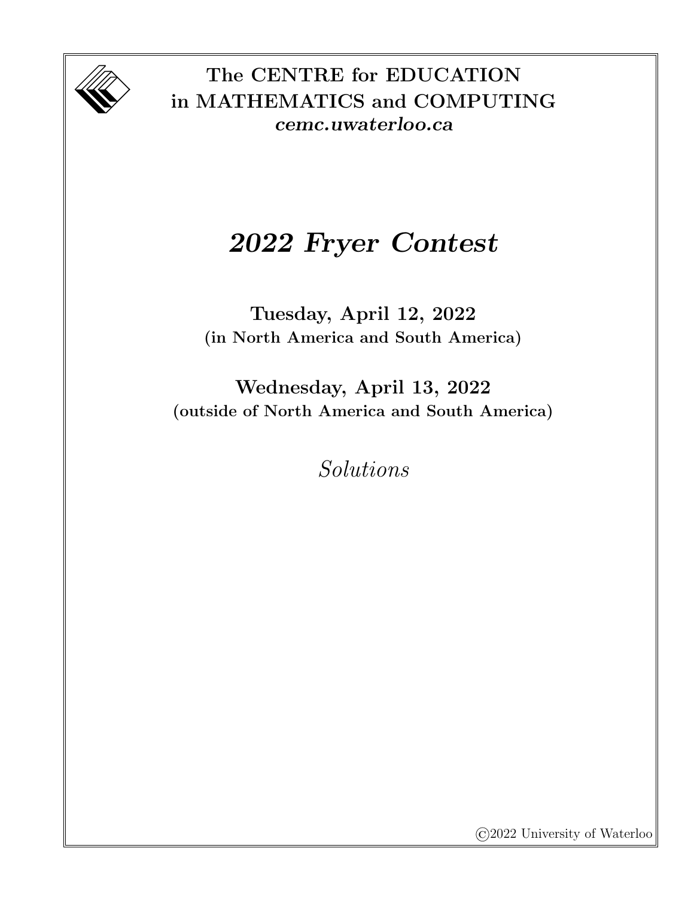**The CENTRE for EDUCATION in MATHEMATICS and COMPUTING**
***cemc.uwaterloo.ca***

# *2022 Fryer Contest*

**Tuesday, April 12, 2022**
**(in North America and South America)**

**Wednesday, April 13, 2022**
**(outside of North America and South America)**

*Solutions*

©2022 University of Waterloo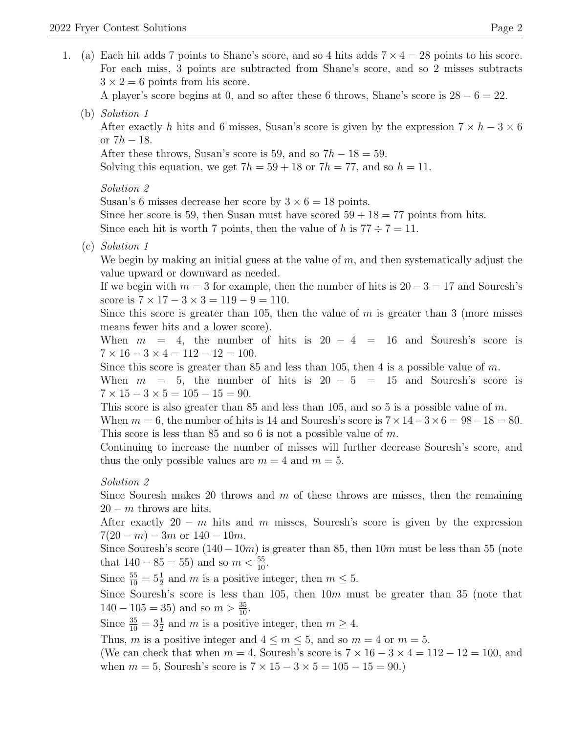1. (a) Each hit adds 7 points to Shane's score, and so 4 hits adds $7 \times 4 = 28$ points to his score. For each miss, 3 points are subtracted from Shane's score, and so 2 misses subtracts $3 \times 2 = 6$ points from his score.
   A player's score begins at 0, and so after these 6 throws, Shane's score is $28 - 6 = 22$.

   (b) *Solution 1*
   After exactly $h$ hits and 6 misses, Susan's score is given by the expression $7 \times h - 3 \times 6$ or $7h - 18$.
   After these throws, Susan's score is 59, and so $7h - 18 = 59$.
   Solving this equation, we get $7h = 59 + 18$ or $7h = 77$, and so $h = 11$.

   *Solution 2*
   Susan's 6 misses decrease her score by $3 \times 6 = 18$ points.
   Since her score is 59, then Susan must have scored $59 + 18 = 77$ points from hits.
   Since each hit is worth 7 points, then the value of $h$ is $77 \div 7 = 11$.

   (c) *Solution 1*
   We begin by making an initial guess at the value of $m$, and then systematically adjust the value upward or downward as needed.
   If we begin with $m = 3$ for example, then the number of hits is $20 - 3 = 17$ and Souresh's score is $7 \times 17 - 3 \times 3 = 119 - 9 = 110$.
   Since this score is greater than 105, then the value of $m$ is greater than 3 (more misses means fewer hits and a lower score).
   When $m = 4$, the number of hits is $20 - 4 = 16$ and Souresh's score is $7 \times 16 - 3 \times 4 = 112 - 12 = 100$.
   Since this score is greater than 85 and less than 105, then 4 is a possible value of $m$.
   When $m = 5$, the number of hits is $20 - 5 = 15$ and Souresh's score is $7 \times 15 - 3 \times 5 = 105 - 15 = 90$.
   This score is also greater than 85 and less than 105, and so 5 is a possible value of $m$.
   When $m = 6$, the number of hits is 14 and Souresh's score is $7 \times 14 - 3 \times 6 = 98 - 18 = 80$.
   This score is less than 85 and so 6 is not a possible value of $m$.
   Continuing to increase the number of misses will further decrease Souresh's score, and thus the only possible values are $m = 4$ and $m = 5$.

   *Solution 2*
   Since Souresh makes 20 throws and $m$ of these throws are misses, then the remaining $20 - m$ throws are hits.
   After exactly $20 - m$ hits and $m$ misses, Souresh's score is given by the expression $7(20 - m) - 3m$ or $140 - 10m$.
   Since Souresh's score $(140 - 10m)$ is greater than 85, then $10m$ must be less than 55 (note that $140 - 85 = 55$) and so $m < \frac{55}{10}$.
   Since $\frac{55}{10} = 5\frac{1}{2}$ and $m$ is a positive integer, then $m \leq 5$.
   Since Souresh's score is less than 105, then $10m$ must be greater than 35 (note that $140 - 105 = 35$) and so $m > \frac{35}{10}$.
   Since $\frac{35}{10} = 3\frac{1}{2}$ and $m$ is a positive integer, then $m \geq 4$.
   Thus, $m$ is a positive integer and $4 \leq m \leq 5$, and so $m = 4$ or $m = 5$.
   (We can check that when $m = 4$, Souresh's score is $7 \times 16 - 3 \times 4 = 112 - 12 = 100$, and when $m = 5$, Souresh's score is $7 \times 15 - 3 \times 5 = 105 - 15 = 90$.)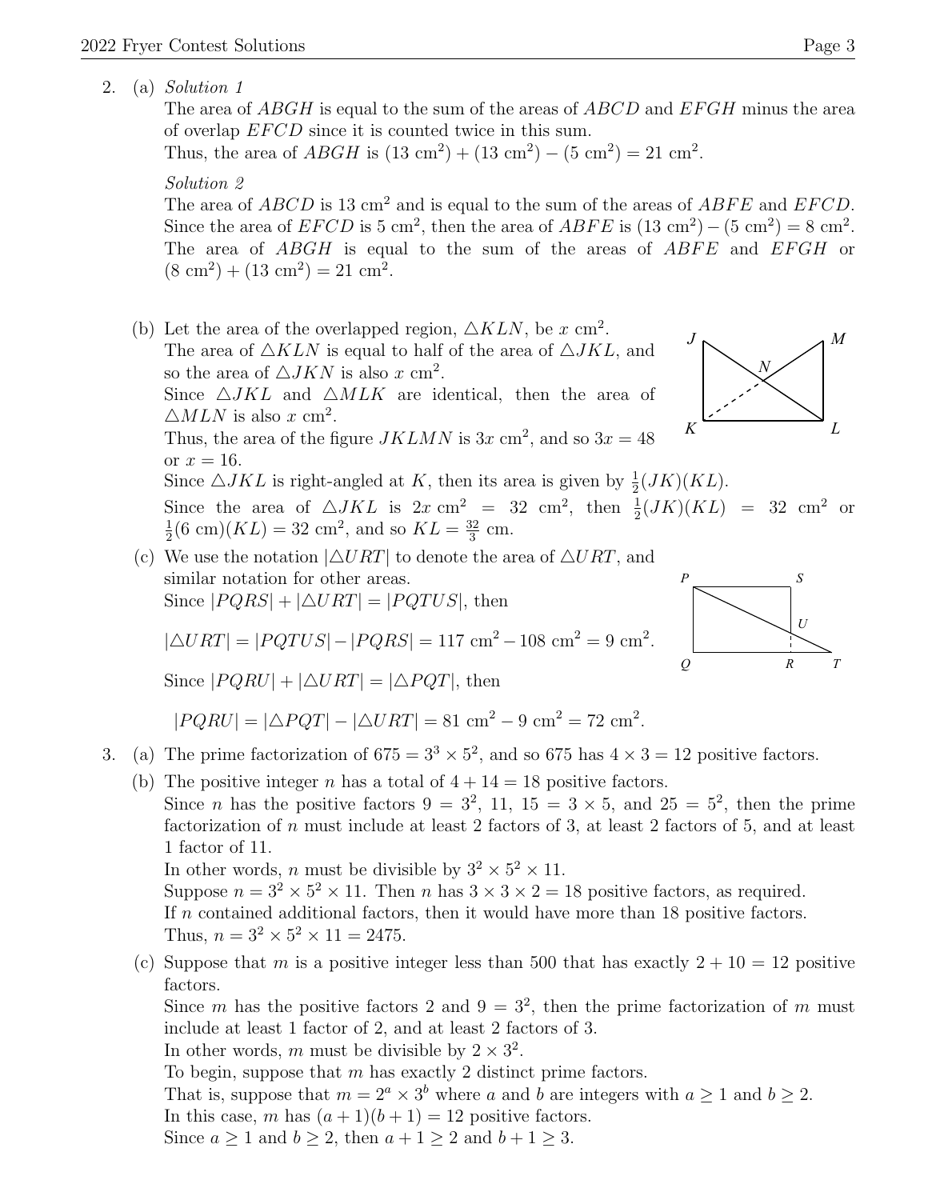2. (a) *Solution 1*

The area of $ABGH$ is equal to the sum of the areas of $ABCD$ and $EFGH$ minus the area of overlap $EFCD$ since it is counted twice in this sum.
Thus, the area of $ABGH$ is $(13 \text{ cm}^2) + (13 \text{ cm}^2) - (5 \text{ cm}^2) = 21 \text{ cm}^2$.

*Solution 2*

The area of $ABCD$ is $13 \text{ cm}^2$ and is equal to the sum of the areas of $ABFE$ and $EFCD$.
Since the area of $EFCD$ is $5 \text{ cm}^2$, then the area of $ABFE$ is $(13 \text{ cm}^2) - (5 \text{ cm}^2) = 8 \text{ cm}^2$.
The area of $ABGH$ is equal to the sum of the areas of $ABFE$ and $EFGH$ or $(8 \text{ cm}^2) + (13 \text{ cm}^2) = 21 \text{ cm}^2$.

(b) Let the area of the overlapped region, $\triangle KLN$, be $x \text{ cm}^2$.
The area of $\triangle KLN$ is equal to half of the area of $\triangle JKL$, and so the area of $\triangle JKN$ is also $x \text{ cm}^2$.
Since $\triangle JKL$ and $\triangle MLK$ are identical, then the area of $\triangle MLN$ is also $x \text{ cm}^2$.
Thus, the area of the figure $JKLMN$ is $3x \text{ cm}^2$, and so $3x = 48$ or $x = 16$.
Since $\triangle JKL$ is right-angled at $K$, then its area is given by $\frac{1}{2}(JK)(KL)$.
Since the area of $\triangle JKL$ is $2x \text{ cm}^2 = 32 \text{ cm}^2$, then $\frac{1}{2}(JK)(KL) = 32 \text{ cm}^2$ or $\frac{1}{2}(6 \text{ cm})(KL) = 32 \text{ cm}^2$, and so $KL = \frac{32}{3}$ cm.

(c) We use the notation $|\triangle URT|$ to denote the area of $\triangle URT$, and similar notation for other areas.
Since $|PQRS| + |\triangle URT| = |PQTUS|$, then

$$|\triangle URT| = |PQTUS| - |PQRS| = 117 \text{ cm}^2 - 108 \text{ cm}^2 = 9 \text{ cm}^2.$$

Since $|PQRU| + |\triangle URT| = |\triangle PQT|$, then

$$|PQRU| = |\triangle PQT| - |\triangle URT| = 81 \text{ cm}^2 - 9 \text{ cm}^2 = 72 \text{ cm}^2.$$

3. (a) The prime factorization of $675 = 3^3 \times 5^2$, and so 675 has $4 \times 3 = 12$ positive factors.

(b) The positive integer $n$ has a total of $4 + 14 = 18$ positive factors.
Since $n$ has the positive factors $9 = 3^2$, $11$, $15 = 3 \times 5$, and $25 = 5^2$, then the prime factorization of $n$ must include at least 2 factors of 3, at least 2 factors of 5, and at least 1 factor of 11.
In other words, $n$ must be divisible by $3^2 \times 5^2 \times 11$.
Suppose $n = 3^2 \times 5^2 \times 11$. Then $n$ has $3 \times 3 \times 2 = 18$ positive factors, as required.
If $n$ contained additional factors, then it would have more than 18 positive factors.
Thus, $n = 3^2 \times 5^2 \times 11 = 2475$.

(c) Suppose that $m$ is a positive integer less than 500 that has exactly $2 + 10 = 12$ positive factors.
Since $m$ has the positive factors 2 and $9 = 3^2$, then the prime factorization of $m$ must include at least 1 factor of 2, and at least 2 factors of 3.
In other words, $m$ must be divisible by $2 \times 3^2$.
To begin, suppose that $m$ has exactly 2 distinct prime factors.
That is, suppose that $m = 2^a \times 3^b$ where $a$ and $b$ are integers with $a \geq 1$ and $b \geq 2$.
In this case, $m$ has $(a + 1)(b + 1) = 12$ positive factors.
Since $a \geq 1$ and $b \geq 2$, then $a + 1 \geq 2$ and $b + 1 \geq 3$.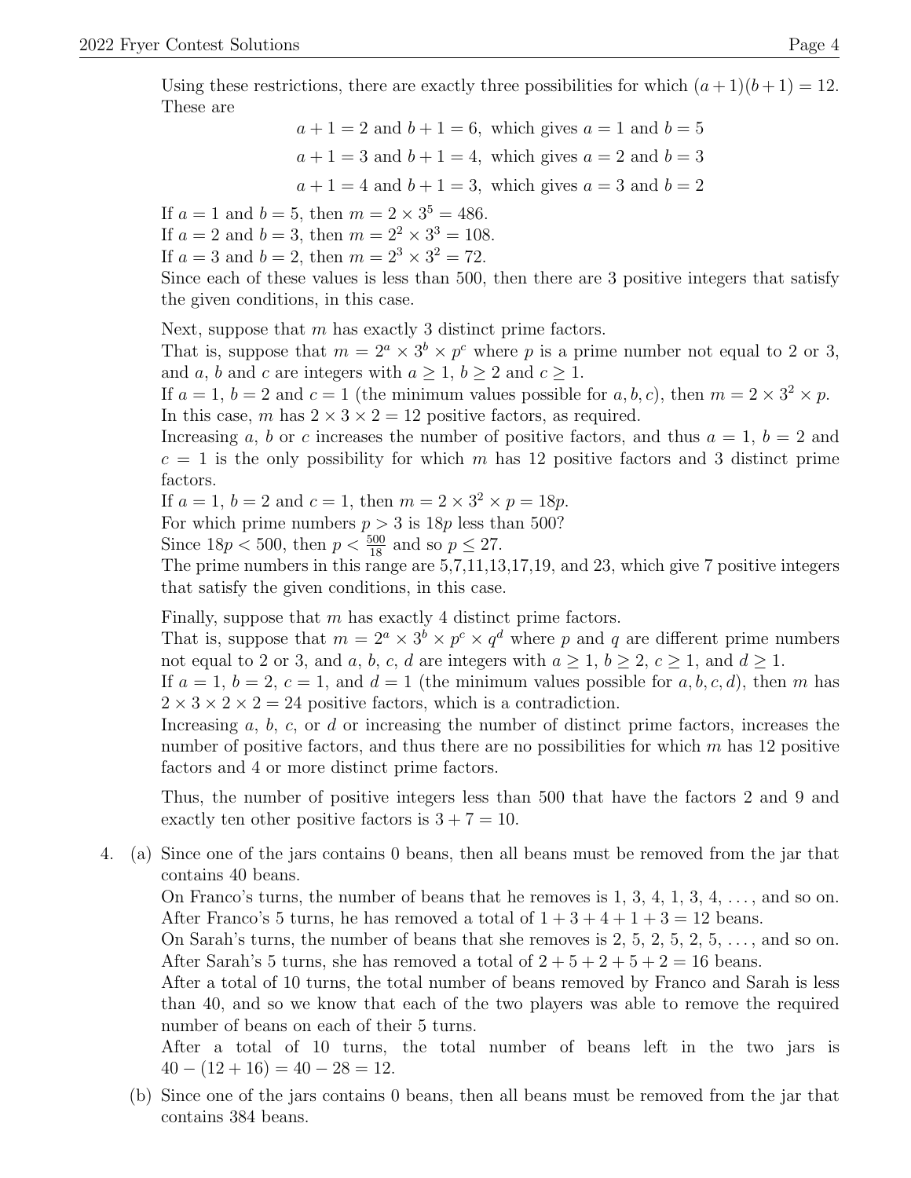Using these restrictions, there are exactly three possibilities for which $(a+1)(b+1)=12$. These are

$$a+1=2 \text{ and } b+1=6, \text{ which gives } a=1 \text{ and } b=5$$
$$a+1=3 \text{ and } b+1=4, \text{ which gives } a=2 \text{ and } b=3$$
$$a+1=4 \text{ and } b+1=3, \text{ which gives } a=3 \text{ and } b=2$$

If $a=1$ and $b=5$, then $m=2\times 3^5=486$.
If $a=2$ and $b=3$, then $m=2^2\times 3^3=108$.
If $a=3$ and $b=2$, then $m=2^3\times 3^2=72$.
Since each of these values is less than 500, then there are 3 positive integers that satisfy the given conditions, in this case.

Next, suppose that $m$ has exactly 3 distinct prime factors.
That is, suppose that $m=2^a\times 3^b\times p^c$ where $p$ is a prime number not equal to 2 or 3, and $a$, $b$ and $c$ are integers with $a\geq 1$, $b\geq 2$ and $c\geq 1$.
If $a=1$, $b=2$ and $c=1$ (the minimum values possible for $a,b,c$), then $m=2\times 3^2\times p$.
In this case, $m$ has $2\times 3\times 2=12$ positive factors, as required.
Increasing $a$, $b$ or $c$ increases the number of positive factors, and thus $a=1$, $b=2$ and $c=1$ is the only possibility for which $m$ has 12 positive factors and 3 distinct prime factors.
If $a=1$, $b=2$ and $c=1$, then $m=2\times 3^2\times p=18p$.
For which prime numbers $p>3$ is $18p$ less than 500?
Since $18p<500$, then $p<\frac{500}{18}$ and so $p\leq 27$.
The prime numbers in this range are 5,7,11,13,17,19, and 23, which give 7 positive integers that satisfy the given conditions, in this case.

Finally, suppose that $m$ has exactly 4 distinct prime factors.
That is, suppose that $m=2^a\times 3^b\times p^c\times q^d$ where $p$ and $q$ are different prime numbers not equal to 2 or 3, and $a$, $b$, $c$, $d$ are integers with $a\geq 1$, $b\geq 2$, $c\geq 1$, and $d\geq 1$.
If $a=1$, $b=2$, $c=1$, and $d=1$ (the minimum values possible for $a,b,c,d$), then $m$ has $2\times 3\times 2\times 2=24$ positive factors, which is a contradiction.
Increasing $a$, $b$, $c$, or $d$ or increasing the number of distinct prime factors, increases the number of positive factors, and thus there are no possibilities for which $m$ has 12 positive factors and 4 or more distinct prime factors.

Thus, the number of positive integers less than 500 that have the factors 2 and 9 and exactly ten other positive factors is $3+7=10$.

4. (a) Since one of the jars contains 0 beans, then all beans must be removed from the jar that contains 40 beans.
On Franco's turns, the number of beans that he removes is $1, 3, 4, 1, 3, 4, \ldots$, and so on.
After Franco's 5 turns, he has removed a total of $1+3+4+1+3=12$ beans.
On Sarah's turns, the number of beans that she removes is $2, 5, 2, 5, 2, 5, \ldots$, and so on.
After Sarah's 5 turns, she has removed a total of $2+5+2+5+2=16$ beans.
After a total of 10 turns, the total number of beans removed by Franco and Sarah is less than 40, and so we know that each of the two players was able to remove the required number of beans on each of their 5 turns.
After a total of 10 turns, the total number of beans left in the two jars is $40-(12+16)=40-28=12$.

(b) Since one of the jars contains 0 beans, then all beans must be removed from the jar that contains 384 beans.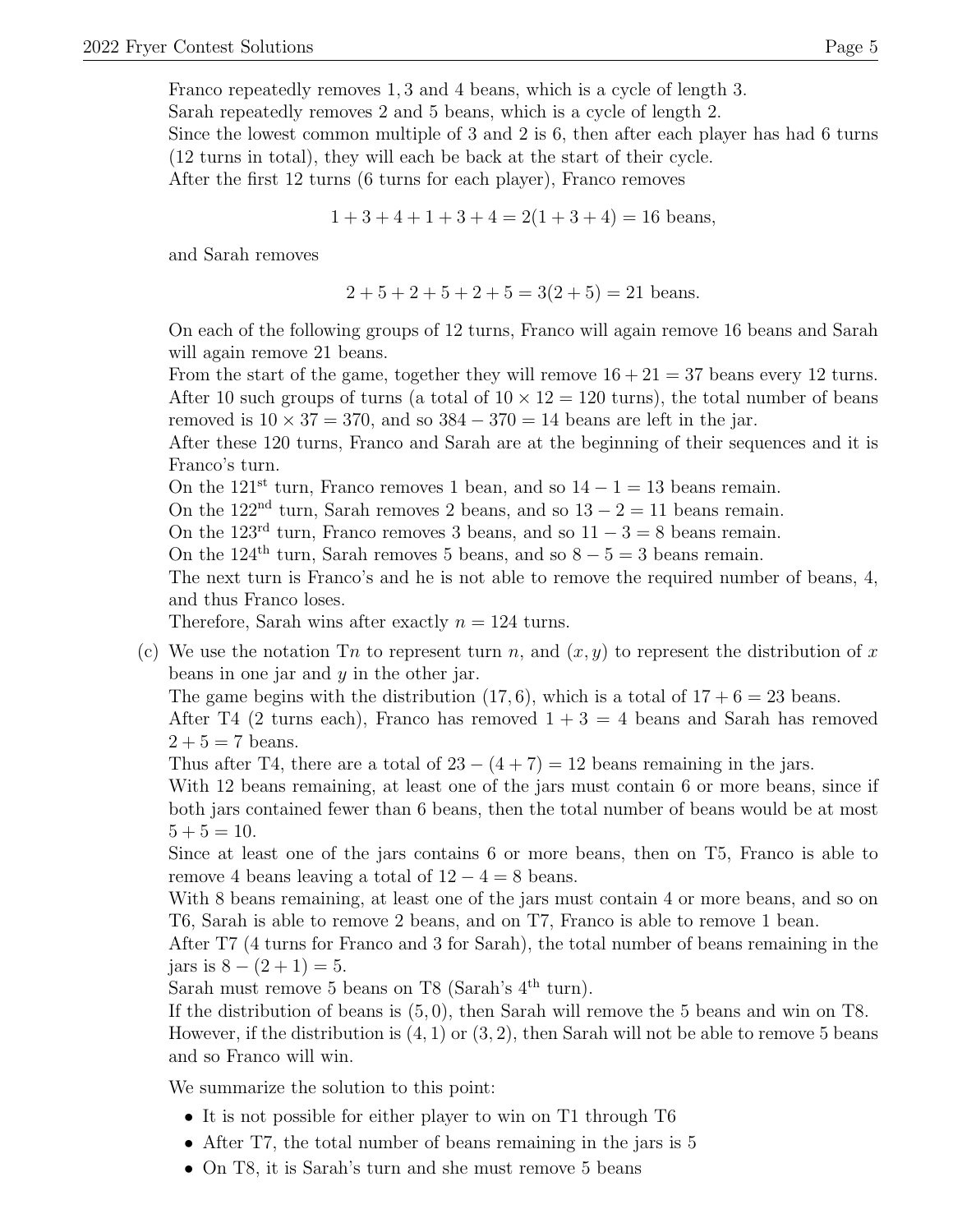Franco repeatedly removes 1, 3 and 4 beans, which is a cycle of length 3.
Sarah repeatedly removes 2 and 5 beans, which is a cycle of length 2.
Since the lowest common multiple of 3 and 2 is 6, then after each player has had 6 turns (12 turns in total), they will each be back at the start of their cycle.
After the first 12 turns (6 turns for each player), Franco removes

$$1 + 3 + 4 + 1 + 3 + 4 = 2(1 + 3 + 4) = 16 \text{ beans},$$

and Sarah removes

$$2 + 5 + 2 + 5 + 2 + 5 = 3(2 + 5) = 21 \text{ beans}.$$

On each of the following groups of 12 turns, Franco will again remove 16 beans and Sarah will again remove 21 beans.
From the start of the game, together they will remove $16 + 21 = 37$ beans every 12 turns.
After 10 such groups of turns (a total of $10 \times 12 = 120$ turns), the total number of beans removed is $10 \times 37 = 370$, and so $384 - 370 = 14$ beans are left in the jar.
After these 120 turns, Franco and Sarah are at the beginning of their sequences and it is Franco's turn.
On the 121st turn, Franco removes 1 bean, and so $14 - 1 = 13$ beans remain.
On the 122nd turn, Sarah removes 2 beans, and so $13 - 2 = 11$ beans remain.
On the 123rd turn, Franco removes 3 beans, and so $11 - 3 = 8$ beans remain.
On the 124th turn, Sarah removes 5 beans, and so $8 - 5 = 3$ beans remain.
The next turn is Franco's and he is not able to remove the required number of beans, 4, and thus Franco loses.
Therefore, Sarah wins after exactly $n = 124$ turns.

(c) We use the notation T$n$ to represent turn $n$, and $(x, y)$ to represent the distribution of $x$ beans in one jar and $y$ in the other jar.
The game begins with the distribution $(17, 6)$, which is a total of $17 + 6 = 23$ beans.
After T4 (2 turns each), Franco has removed $1 + 3 = 4$ beans and Sarah has removed $2 + 5 = 7$ beans.
Thus after T4, there are a total of $23 - (4 + 7) = 12$ beans remaining in the jars.
With 12 beans remaining, at least one of the jars must contain 6 or more beans, since if both jars contained fewer than 6 beans, then the total number of beans would be at most $5 + 5 = 10$.
Since at least one of the jars contains 6 or more beans, then on T5, Franco is able to remove 4 beans leaving a total of $12 - 4 = 8$ beans.
With 8 beans remaining, at least one of the jars must contain 4 or more beans, and so on T6, Sarah is able to remove 2 beans, and on T7, Franco is able to remove 1 bean.
After T7 (4 turns for Franco and 3 for Sarah), the total number of beans remaining in the jars is $8 - (2 + 1) = 5$.
Sarah must remove 5 beans on T8 (Sarah's 4th turn).
If the distribution of beans is $(5, 0)$, then Sarah will remove the 5 beans and win on T8.
However, if the distribution is $(4, 1)$ or $(3, 2)$, then Sarah will not be able to remove 5 beans and so Franco will win.

We summarize the solution to this point:

- It is not possible for either player to win on T1 through T6
- After T7, the total number of beans remaining in the jars is 5
- On T8, it is Sarah's turn and she must remove 5 beans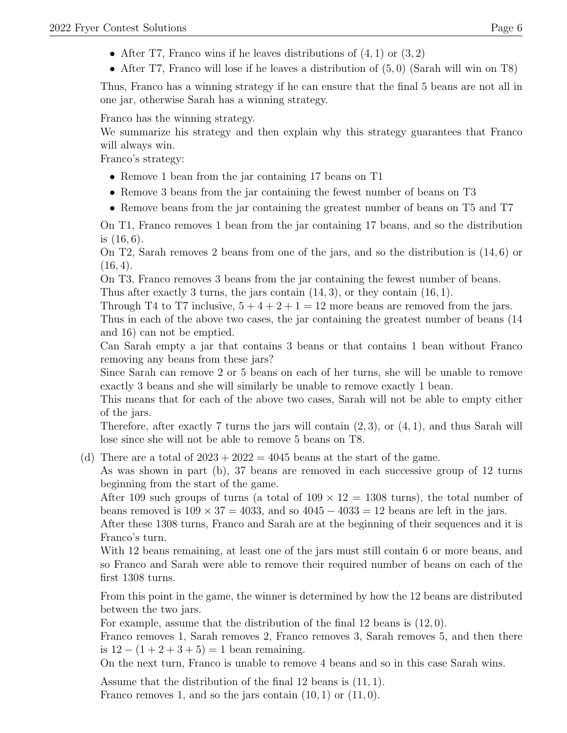- After T7, Franco wins if he leaves distributions of $(4, 1)$ or $(3, 2)$
- After T7, Franco will lose if he leaves a distribution of $(5, 0)$ (Sarah will win on T8)

Thus, Franco has a winning strategy if he can ensure that the final 5 beans are not all in one jar, otherwise Sarah has a winning strategy.

Franco has the winning strategy.
We summarize his strategy and then explain why this strategy guarantees that Franco will always win.
Franco's strategy:

- Remove 1 bean from the jar containing 17 beans on T1
- Remove 3 beans from the jar containing the fewest number of beans on T3
- Remove beans from the jar containing the greatest number of beans on T5 and T7

On T1, Franco removes 1 bean from the jar containing 17 beans, and so the distribution is $(16, 6)$.
On T2, Sarah removes 2 beans from one of the jars, and so the distribution is $(14, 6)$ or $(16, 4)$.
On T3, Franco removes 3 beans from the jar containing the fewest number of beans.
Thus after exactly 3 turns, the jars contain $(14, 3)$, or they contain $(16, 1)$.
Through T4 to T7 inclusive, $5 + 4 + 2 + 1 = 12$ more beans are removed from the jars.
Thus in each of the above two cases, the jar containing the greatest number of beans (14 and 16) can not be emptied.
Can Sarah empty a jar that contains 3 beans or that contains 1 bean without Franco removing any beans from these jars?
Since Sarah can remove 2 or 5 beans on each of her turns, she will be unable to remove exactly 3 beans and she will similarly be unable to remove exactly 1 bean.
This means that for each of the above two cases, Sarah will not be able to empty either of the jars.
Therefore, after exactly 7 turns the jars will contain $(2, 3)$, or $(4, 1)$, and thus Sarah will lose since she will not be able to remove 5 beans on T8.

(d) There are a total of $2023 + 2022 = 4045$ beans at the start of the game.
As was shown in part (b), 37 beans are removed in each successive group of 12 turns beginning from the start of the game.
After 109 such groups of turns (a total of $109 \times 12 = 1308$ turns), the total number of beans removed is $109 \times 37 = 4033$, and so $4045 - 4033 = 12$ beans are left in the jars.
After these 1308 turns, Franco and Sarah are at the beginning of their sequences and it is Franco's turn.
With 12 beans remaining, at least one of the jars must still contain 6 or more beans, and so Franco and Sarah were able to remove their required number of beans on each of the first 1308 turns.

From this point in the game, the winner is determined by how the 12 beans are distributed between the two jars.
For example, assume that the distribution of the final 12 beans is $(12, 0)$.
Franco removes 1, Sarah removes 2, Franco removes 3, Sarah removes 5, and then there is $12 - (1 + 2 + 3 + 5) = 1$ bean remaining.
On the next turn, Franco is unable to remove 4 beans and so in this case Sarah wins.

Assume that the distribution of the final 12 beans is $(11, 1)$.
Franco removes 1, and so the jars contain $(10, 1)$ or $(11, 0)$.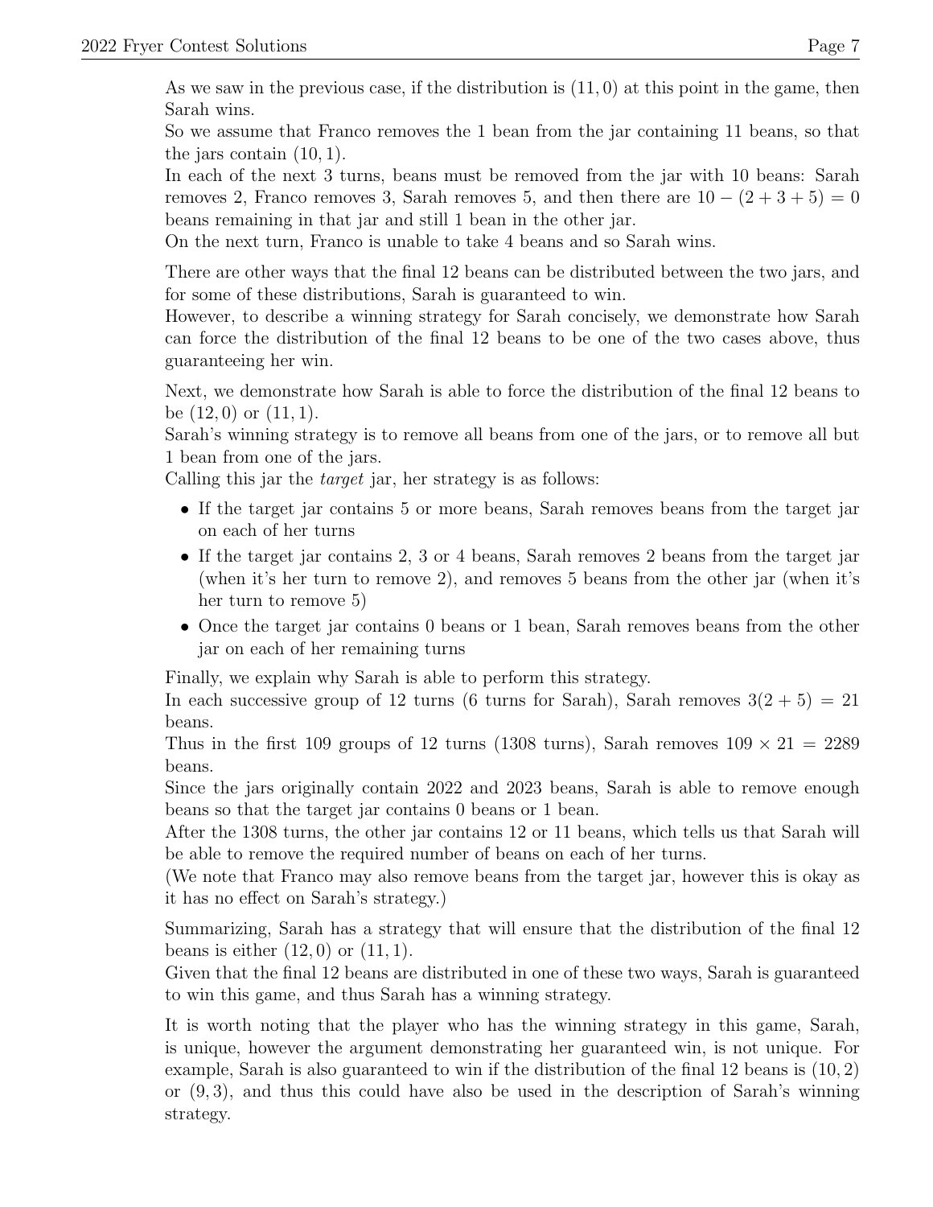As we saw in the previous case, if the distribution is $(11, 0)$ at this point in the game, then Sarah wins.
So we assume that Franco removes the 1 bean from the jar containing 11 beans, so that the jars contain $(10, 1)$.
In each of the next 3 turns, beans must be removed from the jar with 10 beans: Sarah removes 2, Franco removes 3, Sarah removes 5, and then there are $10 - (2 + 3 + 5) = 0$ beans remaining in that jar and still 1 bean in the other jar.
On the next turn, Franco is unable to take 4 beans and so Sarah wins.

There are other ways that the final 12 beans can be distributed between the two jars, and for some of these distributions, Sarah is guaranteed to win.
However, to describe a winning strategy for Sarah concisely, we demonstrate how Sarah can force the distribution of the final 12 beans to be one of the two cases above, thus guaranteeing her win.

Next, we demonstrate how Sarah is able to force the distribution of the final 12 beans to be $(12, 0)$ or $(11, 1)$.
Sarah's winning strategy is to remove all beans from one of the jars, or to remove all but 1 bean from one of the jars.
Calling this jar the *target* jar, her strategy is as follows:

- If the target jar contains 5 or more beans, Sarah removes beans from the target jar on each of her turns
- If the target jar contains 2, 3 or 4 beans, Sarah removes 2 beans from the target jar (when it's her turn to remove 2), and removes 5 beans from the other jar (when it's her turn to remove 5)
- Once the target jar contains 0 beans or 1 bean, Sarah removes beans from the other jar on each of her remaining turns

Finally, we explain why Sarah is able to perform this strategy.
In each successive group of 12 turns (6 turns for Sarah), Sarah removes $3(2 + 5) = 21$ beans.
Thus in the first 109 groups of 12 turns (1308 turns), Sarah removes $109 \times 21 = 2289$ beans.
Since the jars originally contain 2022 and 2023 beans, Sarah is able to remove enough beans so that the target jar contains 0 beans or 1 bean.
After the 1308 turns, the other jar contains 12 or 11 beans, which tells us that Sarah will be able to remove the required number of beans on each of her turns.
(We note that Franco may also remove beans from the target jar, however this is okay as it has no effect on Sarah's strategy.)

Summarizing, Sarah has a strategy that will ensure that the distribution of the final 12 beans is either $(12, 0)$ or $(11, 1)$.
Given that the final 12 beans are distributed in one of these two ways, Sarah is guaranteed to win this game, and thus Sarah has a winning strategy.

It is worth noting that the player who has the winning strategy in this game, Sarah, is unique, however the argument demonstrating her guaranteed win, is not unique. For example, Sarah is also guaranteed to win if the distribution of the final 12 beans is $(10, 2)$ or $(9, 3)$, and thus this could have also be used in the description of Sarah's winning strategy.